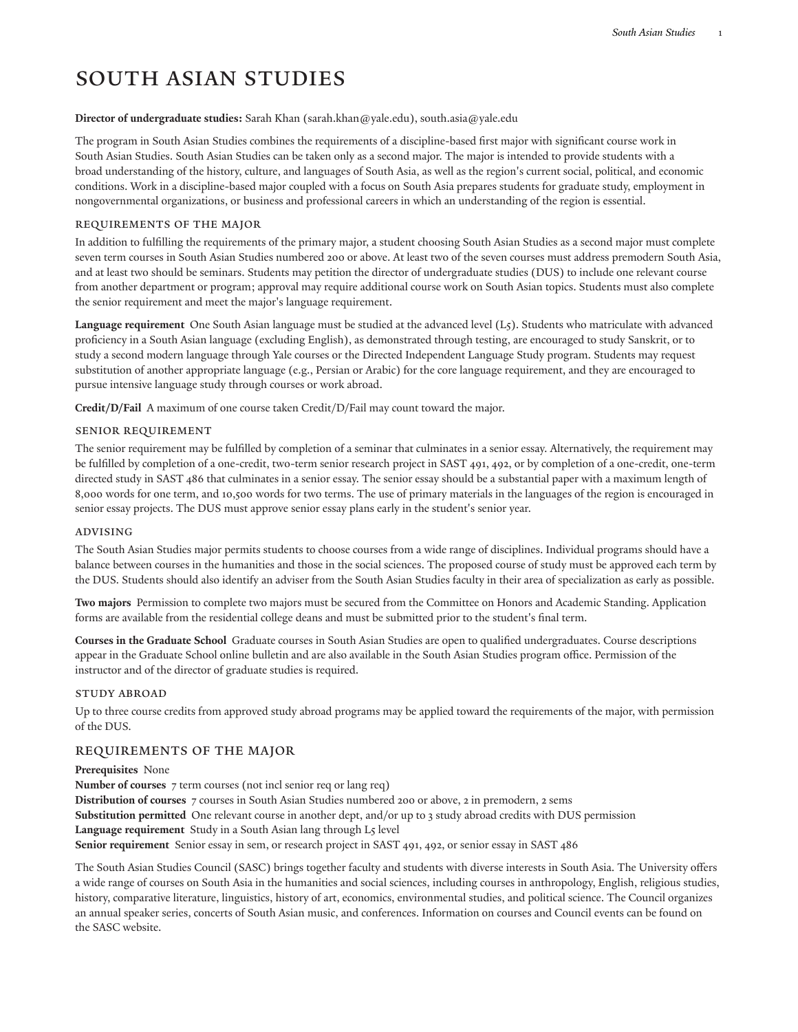# SOUTH ASIAN STUDIES

**Director of undergraduate studies:** Sarah Khan (sarah.khan@yale.edu), south.asia@yale.edu

The program in South Asian Studies combines the requirements of a discipline-based first major with significant course work in South Asian Studies. South Asian Studies can be taken only as a second major. The major is intended to provide students with a broad understanding of the history, culture, and languages of South Asia, as well as the region's current social, political, and economic conditions. Work in a discipline-based major coupled with a focus on South Asia prepares students for graduate study, employment in nongovernmental organizations, or business and professional careers in which an understanding of the region is essential.

### REQUIREMENTS OF THE MAJOR

In addition to fulfilling the requirements of the primary major, a student choosing South Asian Studies as a second major must complete seven term courses in South Asian Studies numbered 200 or above. At least two of the seven courses must address premodern South Asia, and at least two should be seminars. Students may petition the director of undergraduate studies (DUS) to include one relevant course from another department or program; approval may require additional course work on South Asian topics. Students must also complete the senior requirement and meet the major's language requirement.

**Language requirement** One South Asian language must be studied at the advanced level (L5). Students who matriculate with advanced proficiency in a South Asian language (excluding English), as demonstrated through testing, are encouraged to study Sanskrit, or to study a second modern language through Yale courses or the Directed Independent Language Study program. Students may request substitution of another appropriate language (e.g., Persian or Arabic) for the core language requirement, and they are encouraged to pursue intensive language study through courses or work abroad.

**Credit/D/Fail** A maximum of one course taken Credit/D/Fail may count toward the major.

### SENIOR REQUIREMENT

The senior requirement may be fulfilled by completion of a seminar that culminates in a senior essay. Alternatively, the requirement may be fulfilled by completion of a one-credit, two-term senior research project in SAST 491, 492, or by completion of a one-credit, one-term directed study in SAST 486 that culminates in a senior essay. The senior essay should be a substantial paper with a maximum length of 8,000 words for one term, and 10,500 words for two terms. The use of primary materials in the languages of the region is encouraged in senior essay projects. The DUS must approve senior essay plans early in the student's senior year.

### ADVISING

The South Asian Studies major permits students to choose courses from a wide range of disciplines. Individual programs should have a balance between courses in the humanities and those in the social sciences. The proposed course of study must be approved each term by the DUS. Students should also identify an adviser from the South Asian Studies faculty in their area of specialization as early as possible.

**Two majors** Permission to complete two majors must be secured from the Committee on Honors and Academic Standing. Application forms are available from the residential college deans and must be submitted prior to the student's final term.

**Courses in the Graduate School** Graduate courses in South Asian Studies are open to qualified undergraduates. Course descriptions appear in the Graduate School online bulletin and are also available in the South Asian Studies program office. Permission of the instructor and of the director of graduate studies is required.

### STUDY ABROAD

Up to three course credits from approved study abroad programs may be applied toward the requirements of the major, with permission of the DUS.

## REQUIREMENTS OF THE MAJOR

**Prerequisites** None
**Number of courses** 7 term courses (not incl senior req or lang req)
**Distribution of courses** 7 courses in South Asian Studies numbered 200 or above, 2 in premodern, 2 sems
**Substitution permitted** One relevant course in another dept, and/or up to 3 study abroad credits with DUS permission
**Language requirement** Study in a South Asian lang through L5 level
**Senior requirement** Senior essay in sem, or research project in SAST 491, 492, or senior essay in SAST 486

The South Asian Studies Council (SASC) brings together faculty and students with diverse interests in South Asia. The University offers a wide range of courses on South Asia in the humanities and social sciences, including courses in anthropology, English, religious studies, history, comparative literature, linguistics, history of art, economics, environmental studies, and political science. The Council organizes an annual speaker series, concerts of South Asian music, and conferences. Information on courses and Council events can be found on the SASC website.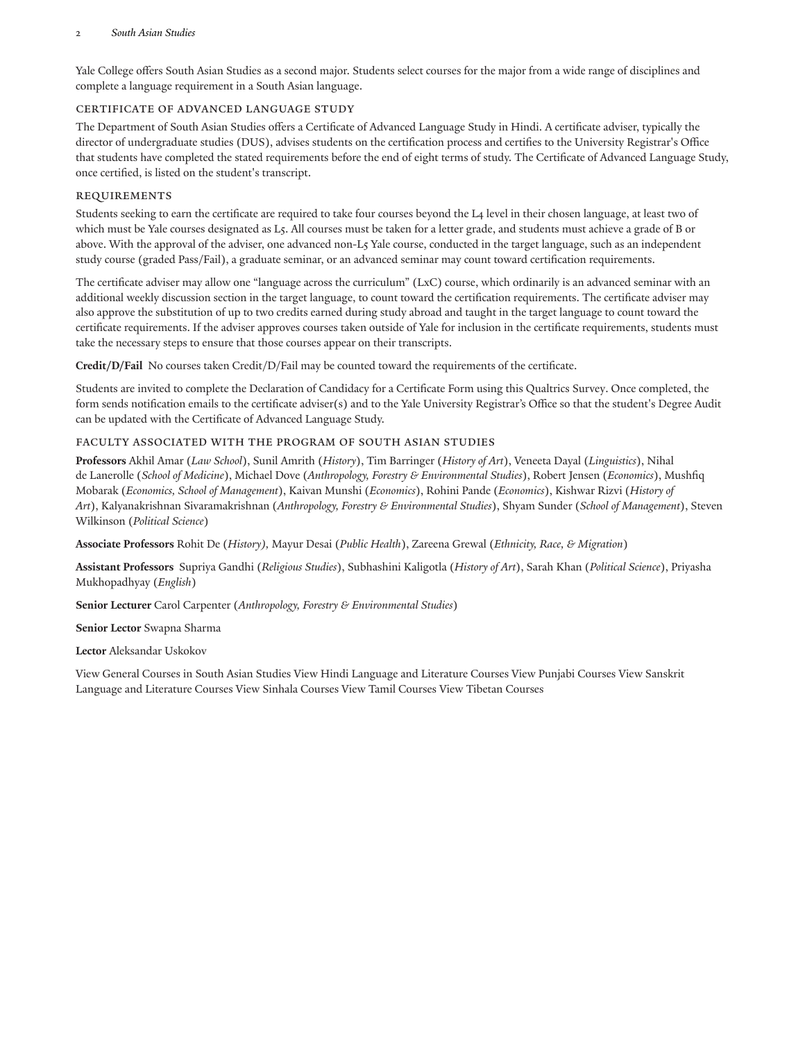Yale College offers South Asian Studies as a second major. Students select courses for the major from a wide range of disciplines and complete a language requirement in a South Asian language.

## Certificate of Advanced Language Study

The Department of South Asian Studies offers a Certificate of Advanced Language Study in Hindi. A certificate adviser, typically the director of undergraduate studies (DUS), advises students on the certification process and certifies to the University Registrar's Office that students have completed the stated requirements before the end of eight terms of study. The Certificate of Advanced Language Study, once certified, is listed on the student's transcript.

## Requirements

Students seeking to earn the certificate are required to take four courses beyond the L4 level in their chosen language, at least two of which must be Yale courses designated as L5. All courses must be taken for a letter grade, and students must achieve a grade of B or above. With the approval of the adviser, one advanced non-L5 Yale course, conducted in the target language, such as an independent study course (graded Pass/Fail), a graduate seminar, or an advanced seminar may count toward certification requirements.

The certificate adviser may allow one "language across the curriculum" (LxC) course, which ordinarily is an advanced seminar with an additional weekly discussion section in the target language, to count toward the certification requirements. The certificate adviser may also approve the substitution of up to two credits earned during study abroad and taught in the target language to count toward the certificate requirements. If the adviser approves courses taken outside of Yale for inclusion in the certificate requirements, students must take the necessary steps to ensure that those courses appear on their transcripts.

**Credit/D/Fail** No courses taken Credit/D/Fail may be counted toward the requirements of the certificate.

Students are invited to complete the Declaration of Candidacy for a Certificate Form using this Qualtrics Survey. Once completed, the form sends notification emails to the certificate adviser(s) and to the Yale University Registrar's Office so that the student's Degree Audit can be updated with the Certificate of Advanced Language Study.

## Faculty associated with the Program of South Asian Studies

**Professors** Akhil Amar (*Law School*), Sunil Amrith (*History*), Tim Barringer (*History of Art*), Veneeta Dayal (*Linguistics*), Nihal de Lanerolle (*School of Medicine*), Michael Dove (*Anthropology, Forestry & Environmental Studies*), Robert Jensen (*Economics*), Mushfiq Mobarak (*Economics, School of Management*), Kaivan Munshi (*Economics*), Rohini Pande (*Economics*), Kishwar Rizvi (*History of Art*), Kalyanakrishnan Sivaramakrishnan (*Anthropology, Forestry & Environmental Studies*), Shyam Sunder (*School of Management*), Steven Wilkinson (*Political Science*)

**Associate Professors** Rohit De (*History*), Mayur Desai (*Public Health*), Zareena Grewal (*Ethnicity, Race, & Migration*)

**Assistant Professors** Supriya Gandhi (*Religious Studies*), Subhashini Kaligotla (*History of Art*), Sarah Khan (*Political Science*), Priyasha Mukhopadhyay (*English*)

**Senior Lecturer** Carol Carpenter (*Anthropology, Forestry & Environmental Studies*)

**Senior Lector** Swapna Sharma

**Lector** Aleksandar Uskokov

View General Courses in South Asian Studies View Hindi Language and Literature Courses View Punjabi Courses View Sanskrit Language and Literature Courses View Sinhala Courses View Tamil Courses View Tibetan Courses